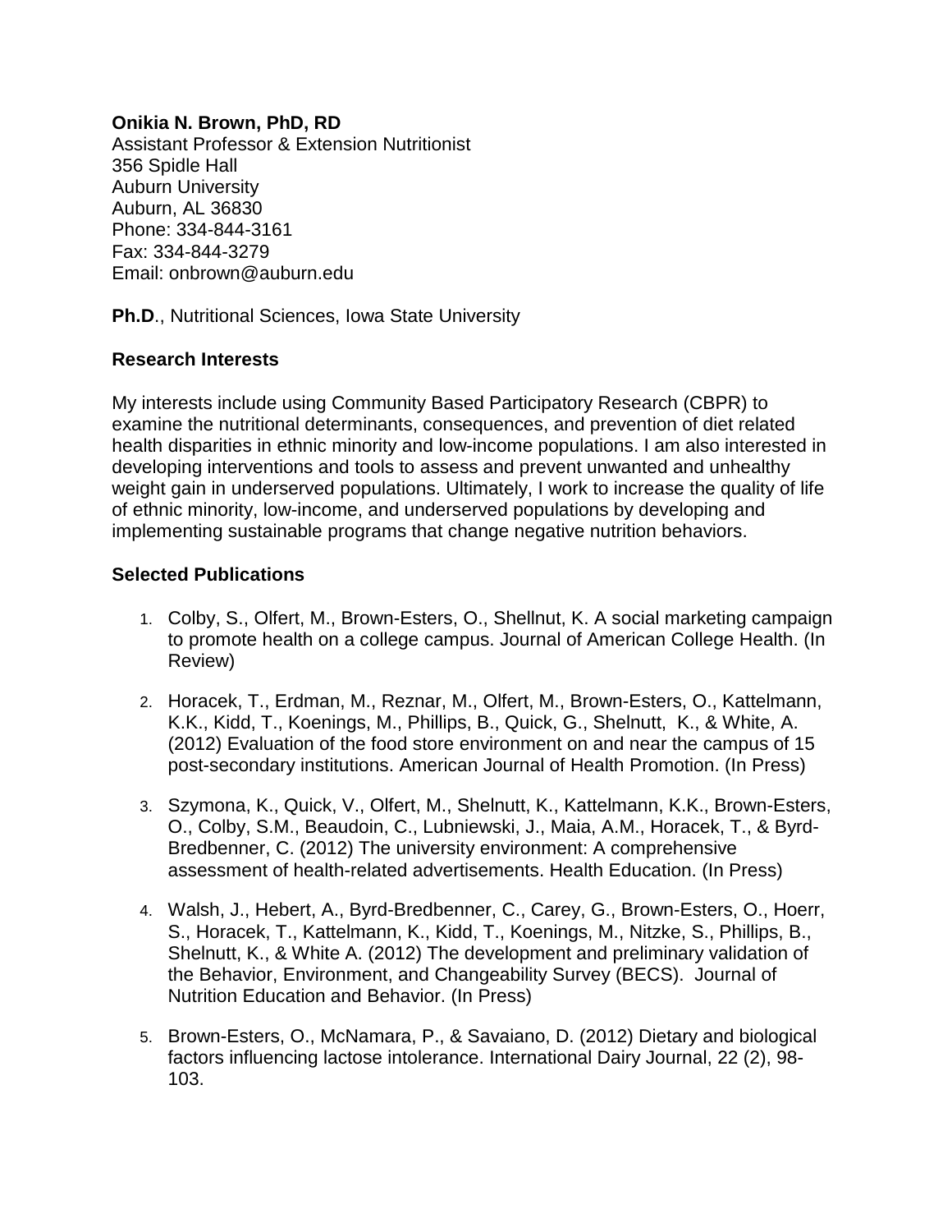**Onikia N. Brown, PhD, RD**
Assistant Professor & Extension Nutritionist
356 Spidle Hall
Auburn University
Auburn, AL 36830
Phone: 334-844-3161
Fax: 334-844-3279
Email: onbrown@auburn.edu

**Ph.D**., Nutritional Sciences, Iowa State University

### Research Interests

My interests include using Community Based Participatory Research (CBPR) to examine the nutritional determinants, consequences, and prevention of diet related health disparities in ethnic minority and low-income populations. I am also interested in developing interventions and tools to assess and prevent unwanted and unhealthy weight gain in underserved populations. Ultimately, I work to increase the quality of life of ethnic minority, low-income, and underserved populations by developing and implementing sustainable programs that change negative nutrition behaviors.

### Selected Publications

1. Colby, S., Olfert, M., Brown-Esters, O., Shellnut, K. A social marketing campaign to promote health on a college campus. Journal of American College Health. (In Review)

2. Horacek, T., Erdman, M., Reznar, M., Olfert, M., Brown-Esters, O., Kattelmann, K.K., Kidd, T., Koenings, M., Phillips, B., Quick, G., Shelnutt, K., & White, A. (2012) Evaluation of the food store environment on and near the campus of 15 post-secondary institutions. American Journal of Health Promotion. (In Press)

3. Szymona, K., Quick, V., Olfert, M., Shelnutt, K., Kattelmann, K.K., Brown-Esters, O., Colby, S.M., Beaudoin, C., Lubniewski, J., Maia, A.M., Horacek, T., & Byrd-Bredbenner, C. (2012) The university environment: A comprehensive assessment of health-related advertisements. Health Education. (In Press)

4. Walsh, J., Hebert, A., Byrd-Bredbenner, C., Carey, G., Brown-Esters, O., Hoerr, S., Horacek, T., Kattelmann, K., Kidd, T., Koenings, M., Nitzke, S., Phillips, B., Shelnutt, K., & White A. (2012) The development and preliminary validation of the Behavior, Environment, and Changeability Survey (BECS). Journal of Nutrition Education and Behavior. (In Press)

5. Brown-Esters, O., McNamara, P., & Savaiano, D. (2012) Dietary and biological factors influencing lactose intolerance. International Dairy Journal, 22 (2), 98-103.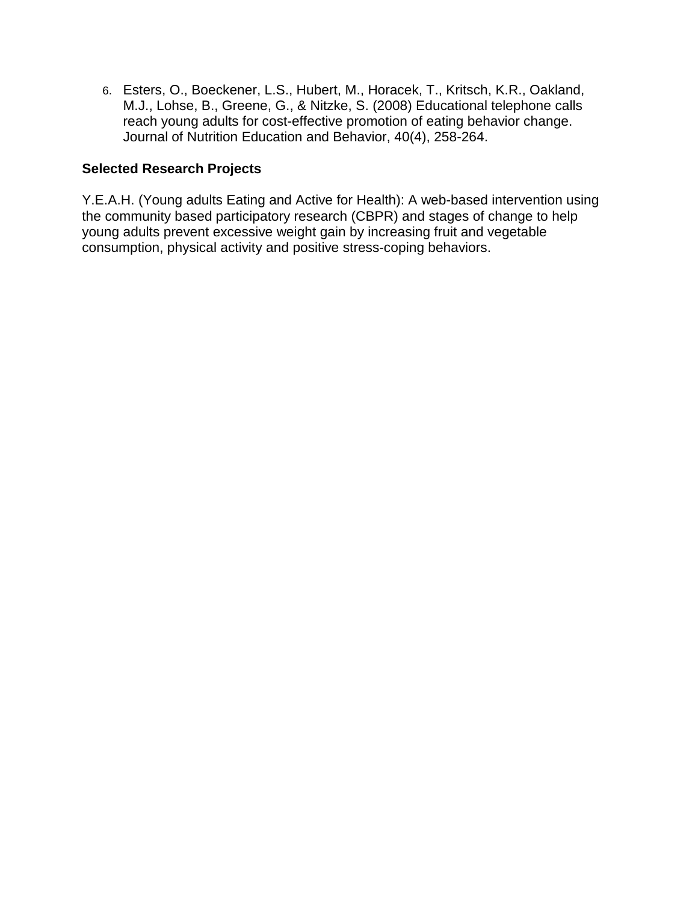6. Esters, O., Boeckener, L.S., Hubert, M., Horacek, T., Kritsch, K.R., Oakland, M.J., Lohse, B., Greene, G., & Nitzke, S. (2008) Educational telephone calls reach young adults for cost-effective promotion of eating behavior change. Journal of Nutrition Education and Behavior, 40(4), 258-264.

**Selected Research Projects**

Y.E.A.H. (Young adults Eating and Active for Health): A web-based intervention using the community based participatory research (CBPR) and stages of change to help young adults prevent excessive weight gain by increasing fruit and vegetable consumption, physical activity and positive stress-coping behaviors.